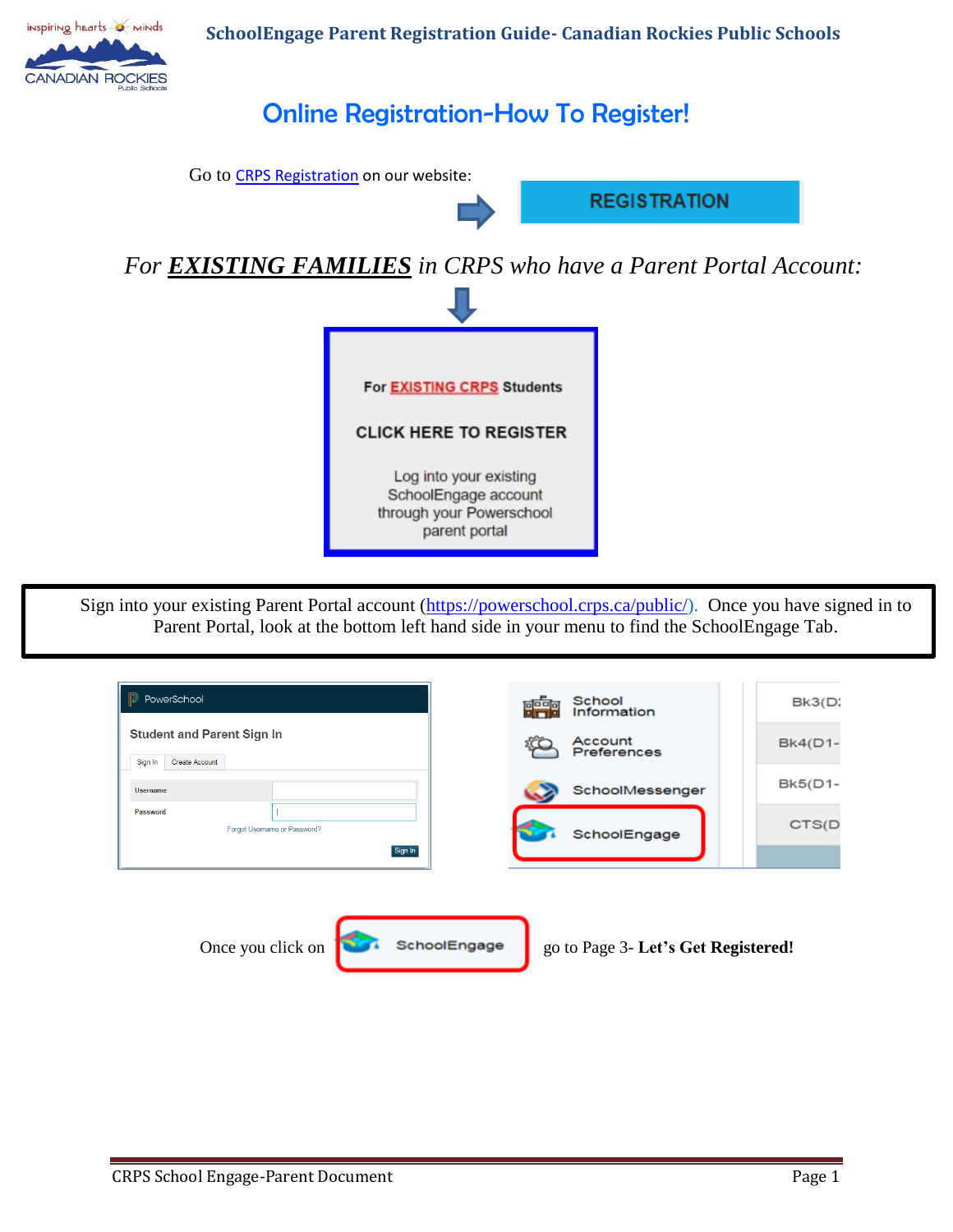# Online Registration-How To Register!

Go to CRPS Registration on our website:

REGISTRATION

*For **EXISTING FAMILIES** in CRPS who have a Parent Portal Account:*

For EXISTING CRPS Students

CLICK HERE TO REGISTER

Log into your existing SchoolEngage account through your Powerschool parent portal

Sign into your existing Parent Portal account (https://powerschool.crps.ca/public/). Once you have signed in to Parent Portal, look at the bottom left hand side in your menu to find the SchoolEngage Tab.

PowerSchool

Student and Parent Sign In

Sign In | Create Account

Username

Password

Forgot Username or Password?

Sign In

School Information

Account Preferences

SchoolMessenger

SchoolEngage

Once you click on SchoolEngage go to Page 3- **Let's Get Registered!**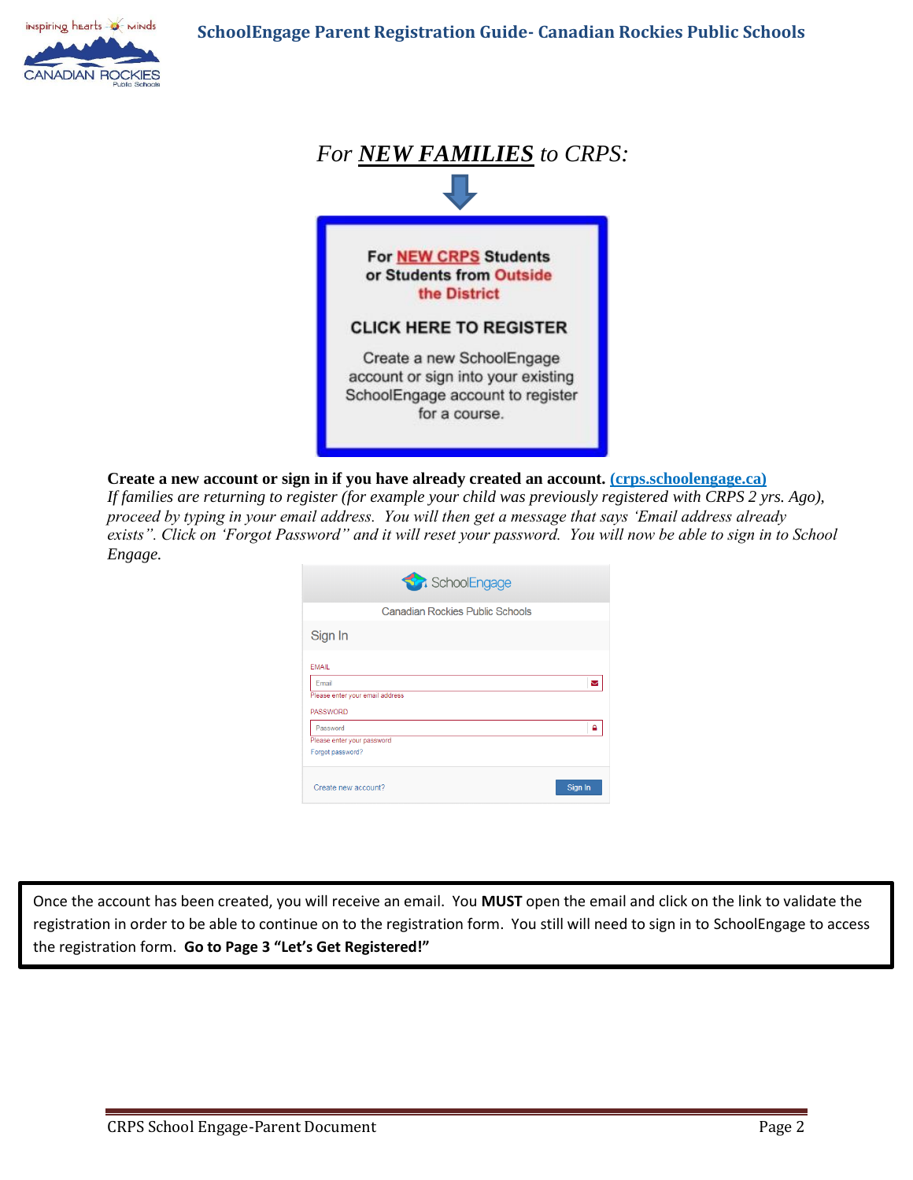# *For **NEW FAMILIES** to CRPS:*

For **NEW CRPS** Students or Students from **Outside the District**

**CLICK HERE TO REGISTER**

Create a new SchoolEngage account or sign into your existing SchoolEngage account to register for a course.

**Create a new account or sign in if you have already created an account.** [(crps.schoolengage.ca)](crps.schoolengage.ca)

*If families are returning to register (for example your child was previously registered with CRPS 2 yrs. Ago), proceed by typing in your email address. You will then get a message that says 'Email address already exists". Click on 'Forgot Password" and it will reset your password. You will now be able to sign in to School Engage.*

SchoolEngage

Canadian Rockies Public Schools

Sign In

EMAIL

Email

Please enter your email address

PASSWORD

Password

Please enter your password

Forgot password?

Create new account?

Sign In

Once the account has been created, you will receive an email. You **MUST** open the email and click on the link to validate the registration in order to be able to continue on to the registration form. You still will need to sign in to SchoolEngage to access the registration form. **Go to Page 3 "Let's Get Registered!"**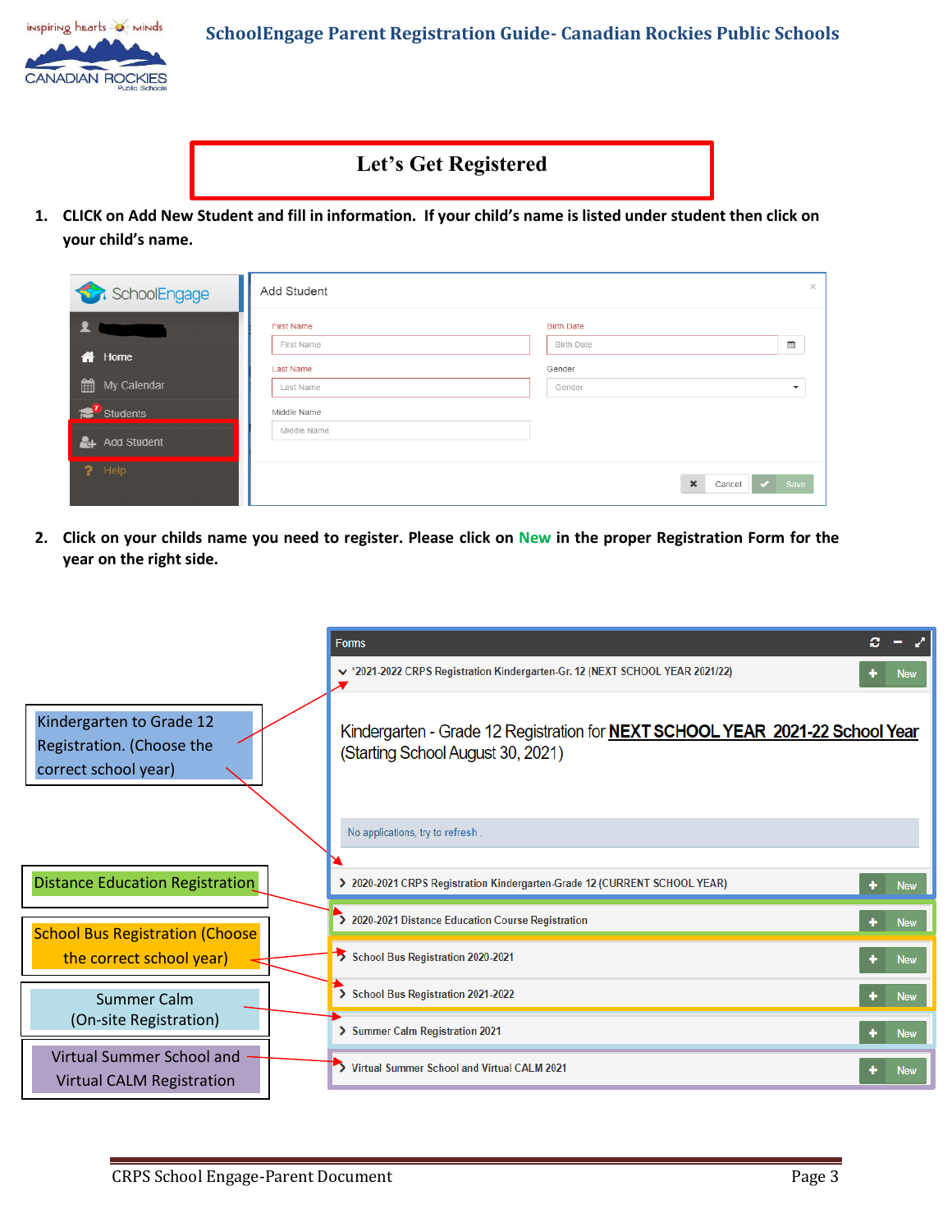## Let's Get Registered

1. **CLICK on Add New Student and fill in information. If your child's name is listed under student then click on your child's name.**

SchoolEngage

Home
My Calendar
Students
Add Student
Help

Add Student

First Name
Last Name
Middle Name
Birth Date
Gender

Cancel
Save

2. **Click on your childs name you need to register. Please click on New in the proper Registration Form for the year on the right side.**

Forms

*2021-2022 CRPS Registration Kindergarten-Gr. 12 (NEXT SCHOOL YEAR 2021/22) — New

Kindergarten - Grade 12 Registration for **NEXT SCHOOL YEAR 2021-22 School Year** (Starting School August 30, 2021)

No applications, try to refresh .

2020-2021 CRPS Registration Kindergarten-Grade 12 (CURRENT SCHOOL YEAR) — New

2020-2021 Distance Education Course Registration — New

School Bus Registration 2020-2021 — New

School Bus Registration 2021-2022 — New

Summer Calm Registration 2021 — New

Virtual Summer School and Virtual CALM 2021 — New

Kindergarten to Grade 12 Registration. (Choose the correct school year)

Distance Education Registration

School Bus Registration (Choose the correct school year)

Summer Calm (On-site Registration)

Virtual Summer School and Virtual CALM Registration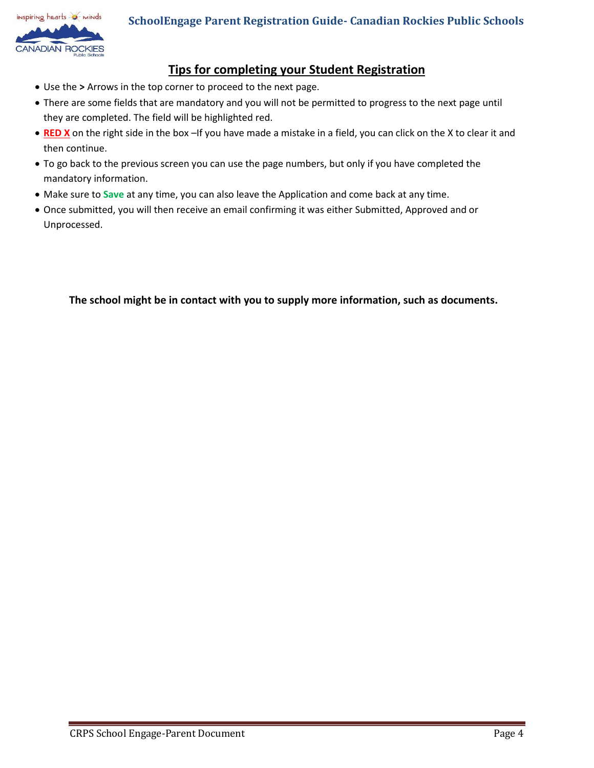## Tips for completing your Student Registration

- Use the **>** Arrows in the top corner to proceed to the next page.
- There are some fields that are mandatory and you will not be permitted to progress to the next page until they are completed. The field will be highlighted red.
- **RED X** on the right side in the box –If you have made a mistake in a field, you can click on the X to clear it and then continue.
- To go back to the previous screen you can use the page numbers, but only if you have completed the mandatory information.
- Make sure to **Save** at any time, you can also leave the Application and come back at any time.
- Once submitted, you will then receive an email confirming it was either Submitted, Approved and or Unprocessed.

**The school might be in contact with you to supply more information, such as documents.**